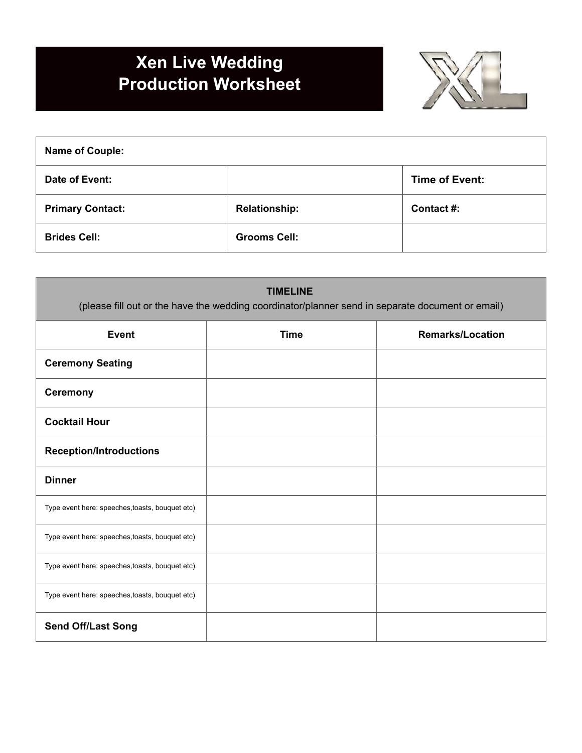# Xen Live Wedding Production Worksheet

| Name of Couple: | | |
|---|---|---|
| **Date of Event:** | | **Time of Event:** |
| **Primary Contact:** | **Relationship:** | **Contact #:** |
| **Brides Cell:** | **Grooms Cell:** | |

**TIMELINE**
(please fill out or the have the wedding coordinator/planner send in separate document or email)

| Event | Time | Remarks/Location |
|---|---|---|
| **Ceremony Seating** | | |
| **Ceremony** | | |
| **Cocktail Hour** | | |
| **Reception/Introductions** | | |
| **Dinner** | | |
| Type event here: speeches,toasts, bouquet etc) | | |
| Type event here: speeches,toasts, bouquet etc) | | |
| Type event here: speeches,toasts, bouquet etc) | | |
| Type event here: speeches,toasts, bouquet etc) | | |
| **Send Off/Last Song** | | |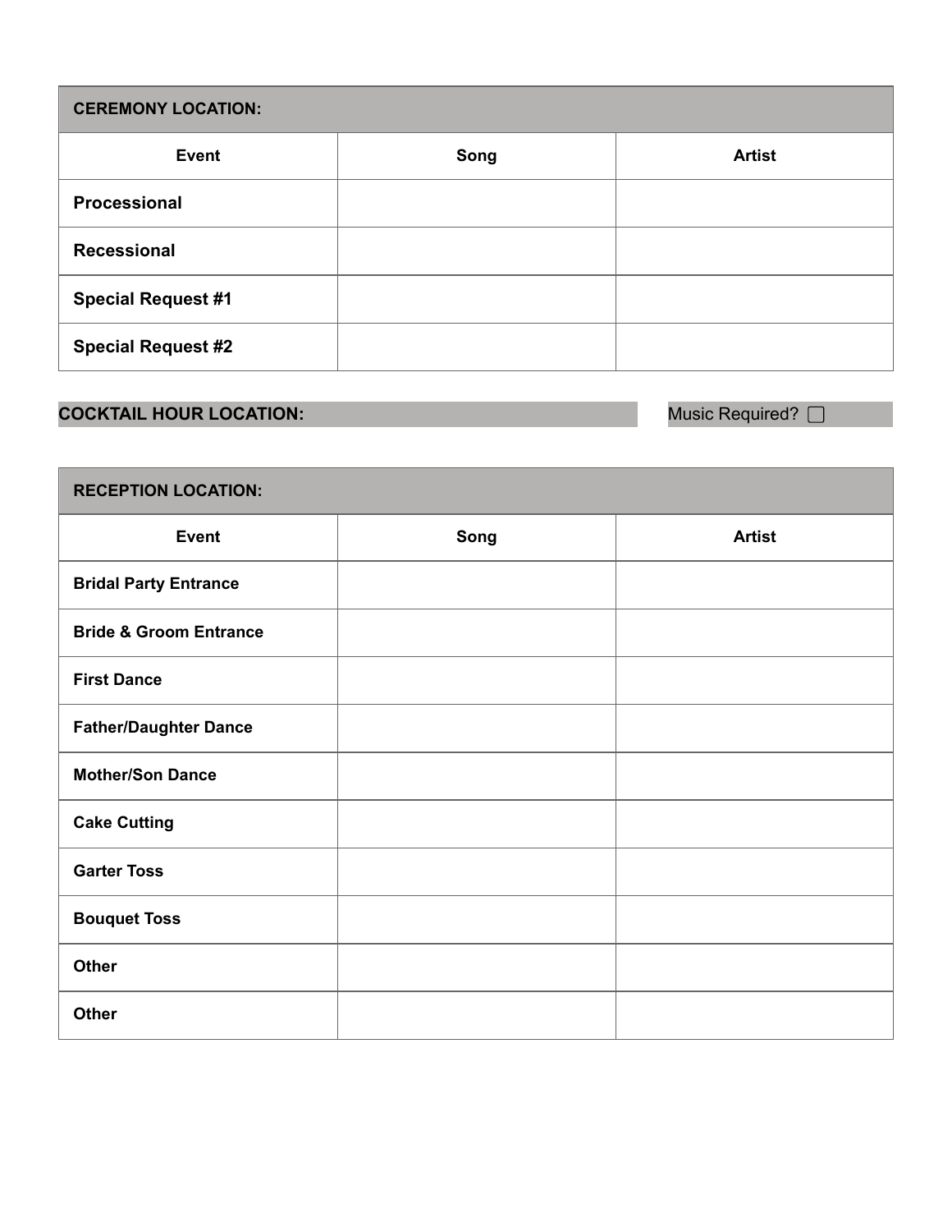| **CEREMONY LOCATION:** | | |
|---|---|---|
| **Event** | **Song** | **Artist** |
| **Processional** | | |
| **Recessional** | | |
| **Special Request #1** | | |
| **Special Request #2** | | |

**COCKTAIL HOUR LOCATION:** Music Required? ☐

| **RECEPTION LOCATION:** | | |
|---|---|---|
| **Event** | **Song** | **Artist** |
| **Bridal Party Entrance** | | |
| **Bride & Groom Entrance** | | |
| **First Dance** | | |
| **Father/Daughter Dance** | | |
| **Mother/Son Dance** | | |
| **Cake Cutting** | | |
| **Garter Toss** | | |
| **Bouquet Toss** | | |
| **Other** | | |
| **Other** | | |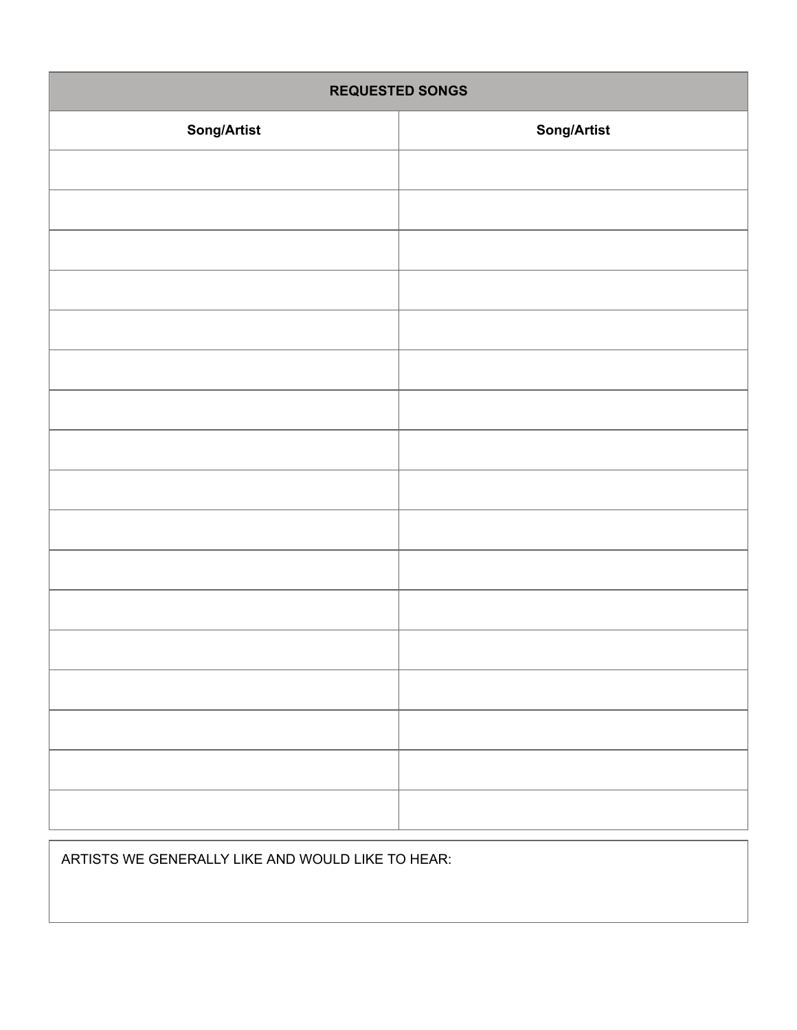| REQUESTED SONGS | |
|---|---|
| **Song/Artist** | **Song/Artist** |
| | |
| | |
| | |
| | |
| | |
| | |
| | |
| | |
| | |
| | |
| | |
| | |
| | |
| | |
| | |
| | |
| | |

| ARTISTS WE GENERALLY LIKE AND WOULD LIKE TO HEAR: |
|---|
| |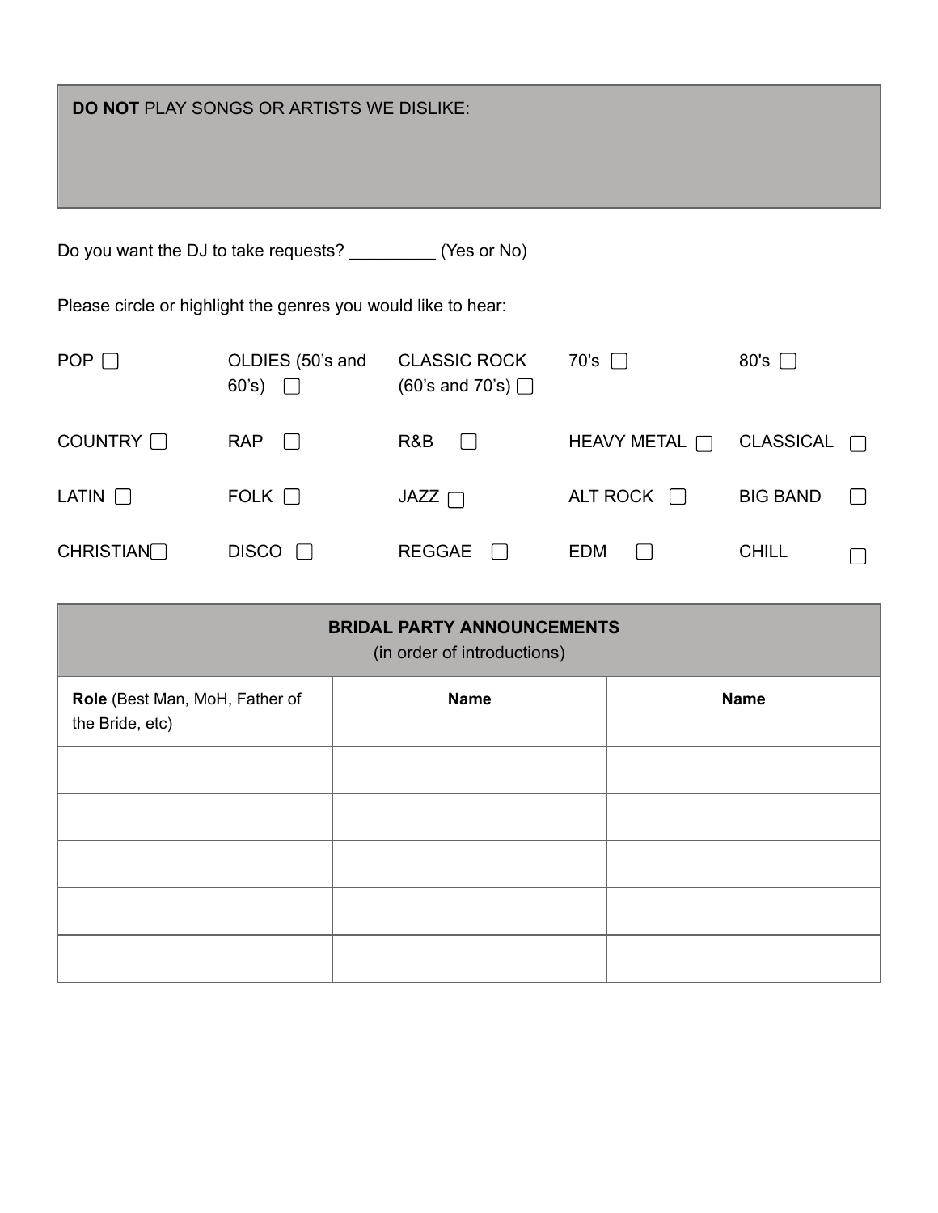| **DO NOT** PLAY SONGS OR ARTISTS WE DISLIKE: |
| --- |
| |

Do you want the DJ to take requests? _________ (Yes or No)

Please circle or highlight the genres you would like to hear:

| | | | | |
| --- | --- | --- | --- | --- |
| POP ☐ | OLDIES (50's and 60's) ☐ | CLASSIC ROCK (60's and 70's) ☐ | 70's ☐ | 80's ☐ |
| COUNTRY ☐ | RAP ☐ | R&B ☐ | HEAVY METAL ☐ | CLASSICAL ☐ |
| LATIN ☐ | FOLK ☐ | JAZZ ☐ | ALT ROCK ☐ | BIG BAND ☐ |
| CHRISTIAN ☐ | DISCO ☐ | REGGAE ☐ | EDM ☐ | CHILL ☐ |

| **BRIDAL PARTY ANNOUNCEMENTS** (in order of introductions) | | |
| --- | --- | --- |
| **Role** (Best Man, MoH, Father of the Bride, etc) | **Name** | **Name** |
| | | |
| | | |
| | | |
| | | |
| | | |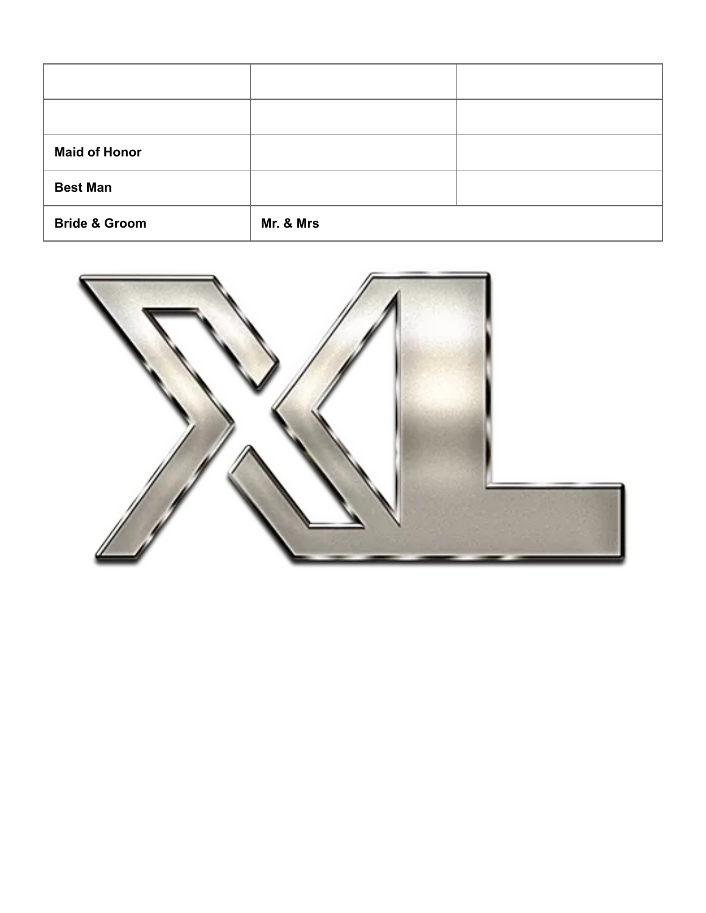| | | |
|---|---|---|
| | | |
| | | |
| **Maid of Honor** | | |
| **Best Man** | | |
| **Bride & Groom** | **Mr. & Mrs** | |